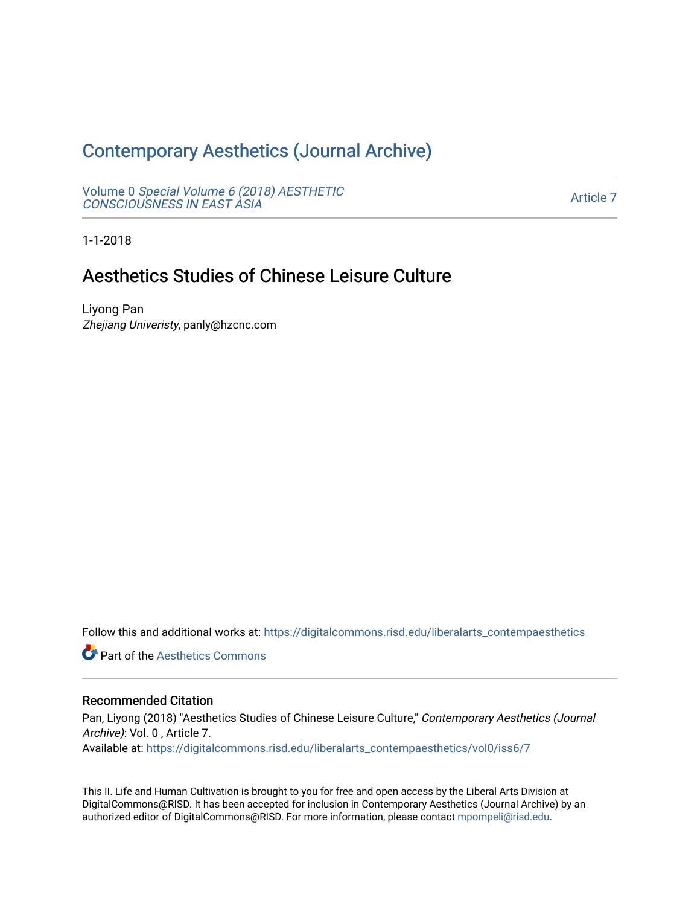# Contemporary Aesthetics (Journal Archive)

Volume 0 *Special Volume 6 (2018) AESTHETIC CONSCIOUSNESS IN EAST ASIA*

Article 7

1-1-2018

## Aesthetics Studies of Chinese Leisure Culture

Liyong Pan
*Zhejiang Univeristy*, panly@hzcnc.com

Follow this and additional works at: https://digitalcommons.risd.edu/liberalarts_contempaesthetics

Part of the Aesthetics Commons

### Recommended Citation

Pan, Liyong (2018) "Aesthetics Studies of Chinese Leisure Culture," *Contemporary Aesthetics (Journal Archive)*: Vol. 0 , Article 7.
Available at: https://digitalcommons.risd.edu/liberalarts_contempaesthetics/vol0/iss6/7

This II. Life and Human Cultivation is brought to you for free and open access by the Liberal Arts Division at DigitalCommons@RISD. It has been accepted for inclusion in Contemporary Aesthetics (Journal Archive) by an authorized editor of DigitalCommons@RISD. For more information, please contact mpompeli@risd.edu.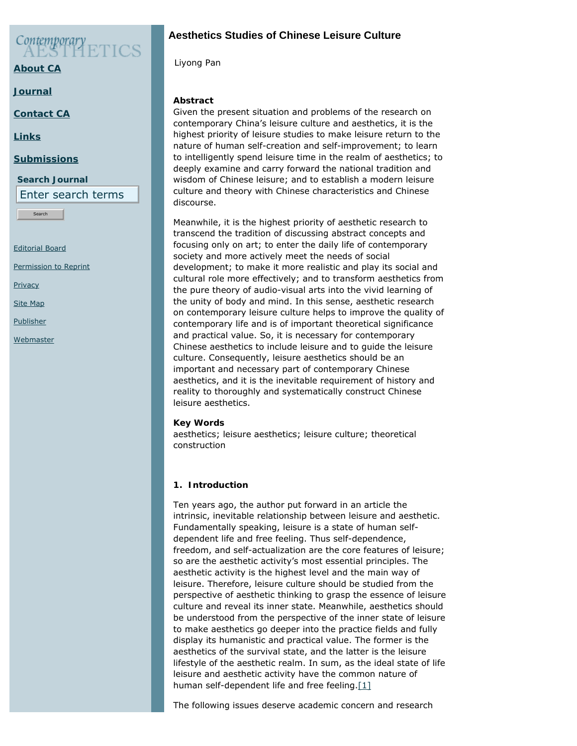# Aesthetics Studies of Chinese Leisure Culture

Liyong Pan

**Abstract**

Given the present situation and problems of the research on contemporary China's leisure culture and aesthetics, it is the highest priority of leisure studies to make leisure return to the nature of human self-creation and self-improvement; to learn to intelligently spend leisure time in the realm of aesthetics; to deeply examine and carry forward the national tradition and wisdom of Chinese leisure; and to establish a modern leisure culture and theory with Chinese characteristics and Chinese discourse.

Meanwhile, it is the highest priority of aesthetic research to transcend the tradition of discussing abstract concepts and focusing only on art; to enter the daily life of contemporary society and more actively meet the needs of social development; to make it more realistic and play its social and cultural role more effectively; and to transform aesthetics from the pure theory of audio-visual arts into the vivid learning of the unity of body and mind. In this sense, aesthetic research on contemporary leisure culture helps to improve the quality of contemporary life and is of important theoretical significance and practical value. So, it is necessary for contemporary Chinese aesthetics to include leisure and to guide the leisure culture. Consequently, leisure aesthetics should be an important and necessary part of contemporary Chinese aesthetics, and it is the inevitable requirement of history and reality to thoroughly and systematically construct Chinese leisure aesthetics.

**Key Words**

aesthetics; leisure aesthetics; leisure culture; theoretical construction

### 1. Introduction

Ten years ago, the author put forward in an article the intrinsic, inevitable relationship between leisure and aesthetic. Fundamentally speaking, leisure is a state of human self-dependent life and free feeling. Thus self-dependence, freedom, and self-actualization are the core features of leisure; so are the aesthetic activity's most essential principles. The aesthetic activity is the highest level and the main way of leisure. Therefore, leisure culture should be studied from the perspective of aesthetic thinking to grasp the essence of leisure culture and reveal its inner state. Meanwhile, aesthetics should be understood from the perspective of the inner state of leisure to make aesthetics go deeper into the practice fields and fully display its humanistic and practical value. The former is the aesthetics of the survival state, and the latter is the leisure lifestyle of the aesthetic realm. In sum, as the ideal state of life leisure and aesthetic activity have the common nature of human self-dependent life and free feeling.[1]

The following issues deserve academic concern and research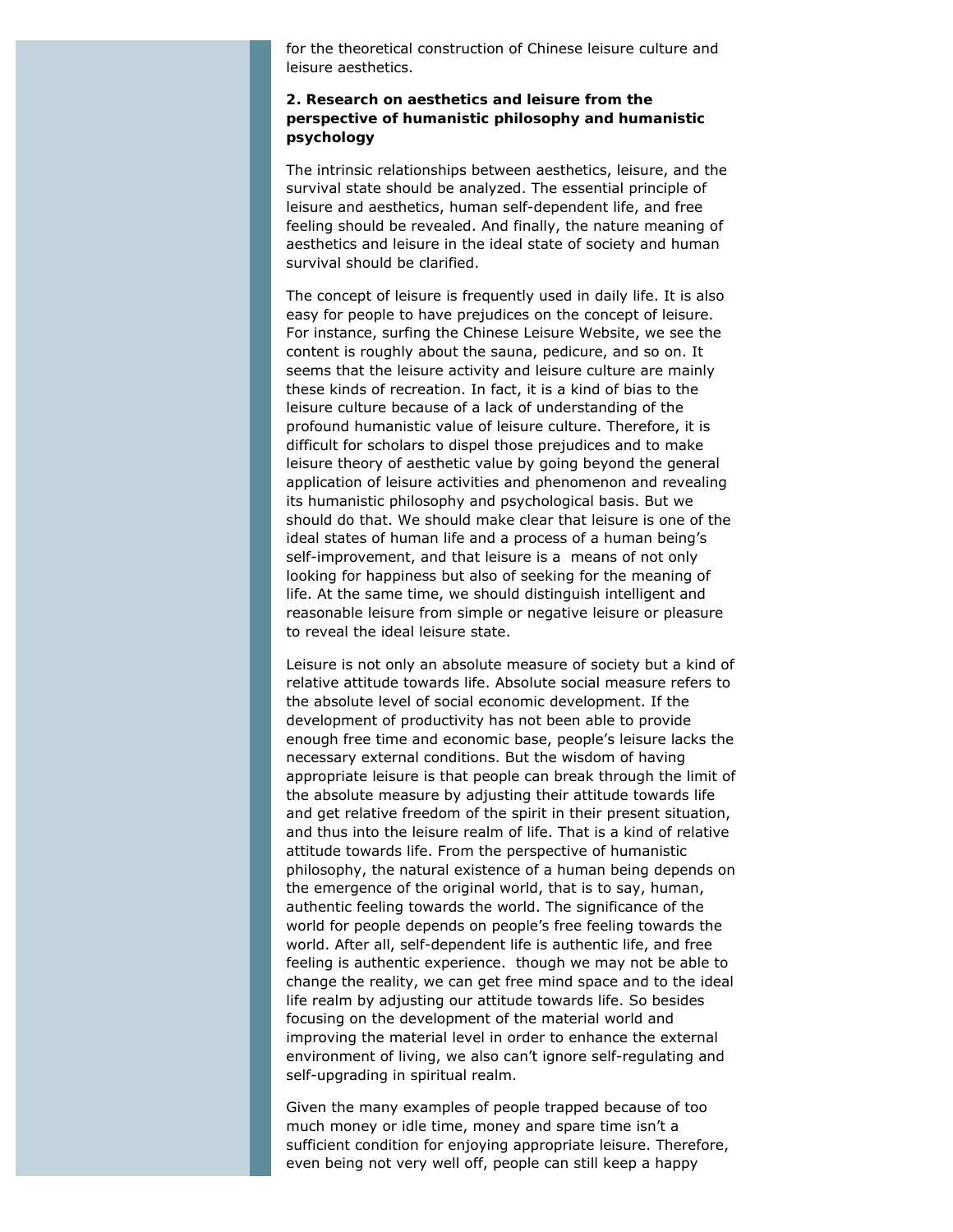for the theoretical construction of Chinese leisure culture and leisure aesthetics.

### 2. Research on aesthetics and leisure from the perspective of humanistic philosophy and humanistic psychology

The intrinsic relationships between aesthetics, leisure, and the survival state should be analyzed. The essential principle of leisure and aesthetics, human self-dependent life, and free feeling should be revealed. And finally, the nature meaning of aesthetics and leisure in the ideal state of society and human survival should be clarified.

The concept of leisure is frequently used in daily life. It is also easy for people to have prejudices on the concept of leisure. For instance, surfing the Chinese Leisure Website, we see the content is roughly about the sauna, pedicure, and so on. It seems that the leisure activity and leisure culture are mainly these kinds of recreation. In fact, it is a kind of bias to the leisure culture because of a lack of understanding of the profound humanistic value of leisure culture. Therefore, it is difficult for scholars to dispel those prejudices and to make leisure theory of aesthetic value by going beyond the general application of leisure activities and phenomenon and revealing its humanistic philosophy and psychological basis. But we should do that. We should make clear that leisure is one of the ideal states of human life and a process of a human being's self-improvement, and that leisure is a means of not only looking for happiness but also of seeking for the meaning of life. At the same time, we should distinguish intelligent and reasonable leisure from simple or negative leisure or pleasure to reveal the ideal leisure state.

Leisure is not only an absolute measure of society but a kind of relative attitude towards life. Absolute social measure refers to the absolute level of social economic development. If the development of productivity has not been able to provide enough free time and economic base, people's leisure lacks the necessary external conditions. But the wisdom of having appropriate leisure is that people can break through the limit of the absolute measure by adjusting their attitude towards life and get relative freedom of the spirit in their present situation, and thus into the leisure realm of life. That is a kind of relative attitude towards life. From the perspective of humanistic philosophy, the natural existence of a human being depends on the emergence of the original world, that is to say, human, authentic feeling towards the world. The significance of the world for people depends on people's free feeling towards the world. After all, self-dependent life is authentic life, and free feeling is authentic experience. though we may not be able to change the reality, we can get free mind space and to the ideal life realm by adjusting our attitude towards life. So besides focusing on the development of the material world and improving the material level in order to enhance the external environment of living, we also can't ignore self-regulating and self-upgrading in spiritual realm.

Given the many examples of people trapped because of too much money or idle time, money and spare time isn't a sufficient condition for enjoying appropriate leisure. Therefore, even being not very well off, people can still keep a happy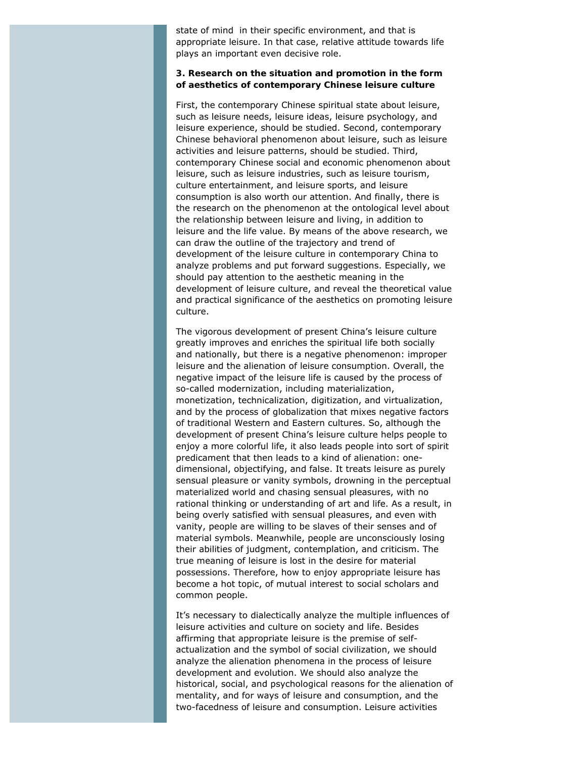state of mind in their specific environment, and that is appropriate leisure. In that case, relative attitude towards life plays an important even decisive role.

### 3. Research on the situation and promotion in the form of aesthetics of contemporary Chinese leisure culture

First, the contemporary Chinese spiritual state about leisure, such as leisure needs, leisure ideas, leisure psychology, and leisure experience, should be studied. Second, contemporary Chinese behavioral phenomenon about leisure, such as leisure activities and leisure patterns, should be studied. Third, contemporary Chinese social and economic phenomenon about leisure, such as leisure industries, such as leisure tourism, culture entertainment, and leisure sports, and leisure consumption is also worth our attention. And finally, there is the research on the phenomenon at the ontological level about the relationship between leisure and living, in addition to leisure and the life value. By means of the above research, we can draw the outline of the trajectory and trend of development of the leisure culture in contemporary China to analyze problems and put forward suggestions. Especially, we should pay attention to the aesthetic meaning in the development of leisure culture, and reveal the theoretical value and practical significance of the aesthetics on promoting leisure culture.

The vigorous development of present China's leisure culture greatly improves and enriches the spiritual life both socially and nationally, but there is a negative phenomenon: improper leisure and the alienation of leisure consumption. Overall, the negative impact of the leisure life is caused by the process of so-called modernization, including materialization, monetization, technicalization, digitization, and virtualization, and by the process of globalization that mixes negative factors of traditional Western and Eastern cultures. So, although the development of present China's leisure culture helps people to enjoy a more colorful life, it also leads people into sort of spirit predicament that then leads to a kind of alienation: one-dimensional, objectifying, and false. It treats leisure as purely sensual pleasure or vanity symbols, drowning in the perceptual materialized world and chasing sensual pleasures, with no rational thinking or understanding of art and life. As a result, in being overly satisfied with sensual pleasures, and even with vanity, people are willing to be slaves of their senses and of material symbols. Meanwhile, people are unconsciously losing their abilities of judgment, contemplation, and criticism. The true meaning of leisure is lost in the desire for material possessions. Therefore, how to enjoy appropriate leisure has become a hot topic, of mutual interest to social scholars and common people.

It's necessary to dialectically analyze the multiple influences of leisure activities and culture on society and life. Besides affirming that appropriate leisure is the premise of self-actualization and the symbol of social civilization, we should analyze the alienation phenomena in the process of leisure development and evolution. We should also analyze the historical, social, and psychological reasons for the alienation of mentality, and for ways of leisure and consumption, and the two-facedness of leisure and consumption. Leisure activities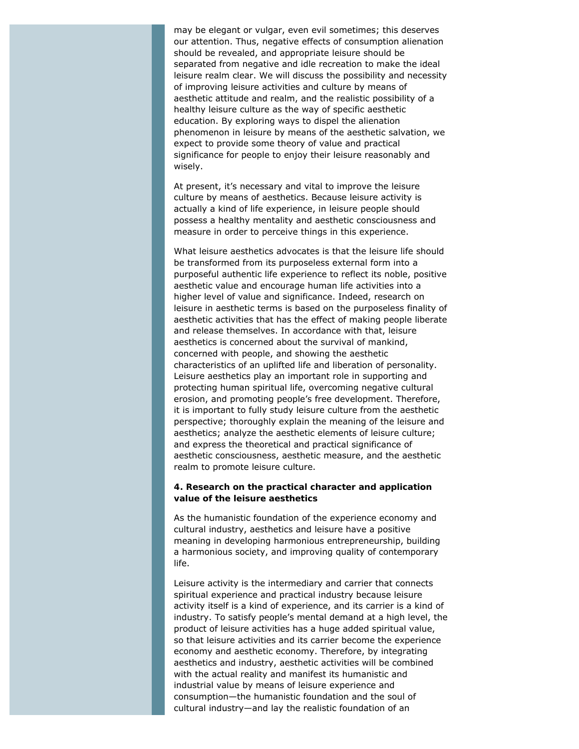may be elegant or vulgar, even evil sometimes; this deserves our attention. Thus, negative effects of consumption alienation should be revealed, and appropriate leisure should be separated from negative and idle recreation to make the ideal leisure realm clear. We will discuss the possibility and necessity of improving leisure activities and culture by means of aesthetic attitude and realm, and the realistic possibility of a healthy leisure culture as the way of specific aesthetic education. By exploring ways to dispel the alienation phenomenon in leisure by means of the aesthetic salvation, we expect to provide some theory of value and practical significance for people to enjoy their leisure reasonably and wisely.

At present, it's necessary and vital to improve the leisure culture by means of aesthetics. Because leisure activity is actually a kind of life experience, in leisure people should possess a healthy mentality and aesthetic consciousness and measure in order to perceive things in this experience.

What leisure aesthetics advocates is that the leisure life should be transformed from its purposeless external form into a purposeful authentic life experience to reflect its noble, positive aesthetic value and encourage human life activities into a higher level of value and significance. Indeed, research on leisure in aesthetic terms is based on the purposeless finality of aesthetic activities that has the effect of making people liberate and release themselves. In accordance with that, leisure aesthetics is concerned about the survival of mankind, concerned with people, and showing the aesthetic characteristics of an uplifted life and liberation of personality. Leisure aesthetics play an important role in supporting and protecting human spiritual life, overcoming negative cultural erosion, and promoting people's free development. Therefore, it is important to fully study leisure culture from the aesthetic perspective; thoroughly explain the meaning of the leisure and aesthetics; analyze the aesthetic elements of leisure culture; and express the theoretical and practical significance of aesthetic consciousness, aesthetic measure, and the aesthetic realm to promote leisure culture.

**4. Research on the practical character and application value of the leisure aesthetics**

As the humanistic foundation of the experience economy and cultural industry, aesthetics and leisure have a positive meaning in developing harmonious entrepreneurship, building a harmonious society, and improving quality of contemporary life.

Leisure activity is the intermediary and carrier that connects spiritual experience and practical industry because leisure activity itself is a kind of experience, and its carrier is a kind of industry. To satisfy people's mental demand at a high level, the product of leisure activities has a huge added spiritual value, so that leisure activities and its carrier become the experience economy and aesthetic economy. Therefore, by integrating aesthetics and industry, aesthetic activities will be combined with the actual reality and manifest its humanistic and industrial value by means of leisure experience and consumption—the humanistic foundation and the soul of cultural industry—and lay the realistic foundation of an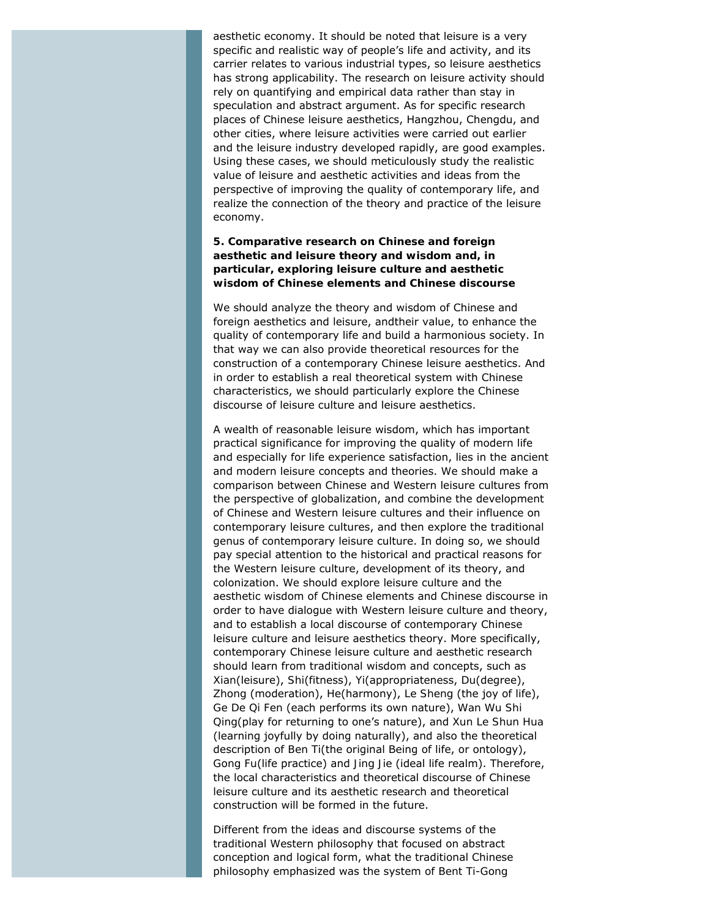aesthetic economy. It should be noted that leisure is a very specific and realistic way of people's life and activity, and its carrier relates to various industrial types, so leisure aesthetics has strong applicability. The research on leisure activity should rely on quantifying and empirical data rather than stay in speculation and abstract argument. As for specific research places of Chinese leisure aesthetics, Hangzhou, Chengdu, and other cities, where leisure activities were carried out earlier and the leisure industry developed rapidly, are good examples. Using these cases, we should meticulously study the realistic value of leisure and aesthetic activities and ideas from the perspective of improving the quality of contemporary life, and realize the connection of the theory and practice of the leisure economy.

**5. Comparative research on Chinese and foreign aesthetic and leisure theory and wisdom and, in particular, exploring leisure culture and aesthetic wisdom of Chinese elements and Chinese discourse**

We should analyze the theory and wisdom of Chinese and foreign aesthetics and leisure, andtheir value, to enhance the quality of contemporary life and build a harmonious society. In that way we can also provide theoretical resources for the construction of a contemporary Chinese leisure aesthetics. And in order to establish a real theoretical system with Chinese characteristics, we should particularly explore the Chinese discourse of leisure culture and leisure aesthetics.

A wealth of reasonable leisure wisdom, which has important practical significance for improving the quality of modern life and especially for life experience satisfaction, lies in the ancient and modern leisure concepts and theories. We should make a comparison between Chinese and Western leisure cultures from the perspective of globalization, and combine the development of Chinese and Western leisure cultures and their influence on contemporary leisure cultures, and then explore the traditional genus of contemporary leisure culture. In doing so, we should pay special attention to the historical and practical reasons for the Western leisure culture, development of its theory, and colonization. We should explore leisure culture and the aesthetic wisdom of Chinese elements and Chinese discourse in order to have dialogue with Western leisure culture and theory, and to establish a local discourse of contemporary Chinese leisure culture and leisure aesthetics theory. More specifically, contemporary Chinese leisure culture and aesthetic research should learn from traditional wisdom and concepts, such as Xian(leisure), Shi(fitness), Yi(appropriateness, Du(degree), Zhong (moderation), He(harmony), Le Sheng (the joy of life), Ge De Qi Fen (each performs its own nature), Wan Wu Shi Qing(play for returning to one's nature), and Xun Le Shun Hua (learning joyfully by doing naturally), and also the theoretical description of Ben Ti(the original Being of life, or ontology), Gong Fu(life practice) and Jing Jie (ideal life realm). Therefore, the local characteristics and theoretical discourse of Chinese leisure culture and its aesthetic research and theoretical construction will be formed in the future.

Different from the ideas and discourse systems of the traditional Western philosophy that focused on abstract conception and logical form, what the traditional Chinese philosophy emphasized was the system of Bent Ti-Gong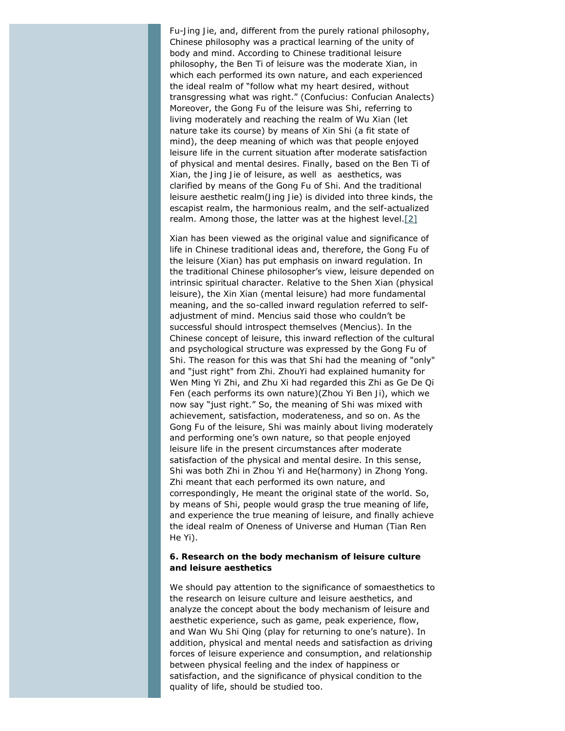Fu-Jing Jie, and, different from the purely rational philosophy, Chinese philosophy was a practical learning of the unity of body and mind. According to Chinese traditional leisure philosophy, the Ben Ti of leisure was the moderate Xian, in which each performed its own nature, and each experienced the ideal realm of "follow what my heart desired, without transgressing what was right." (Confucius: Confucian Analects) Moreover, the Gong Fu of the leisure was Shi, referring to living moderately and reaching the realm of Wu Xian (let nature take its course) by means of Xin Shi (a fit state of mind), the deep meaning of which was that people enjoyed leisure life in the current situation after moderate satisfaction of physical and mental desires. Finally, based on the Ben Ti of Xian, the Jing Jie of leisure, as well as aesthetics, was clarified by means of the Gong Fu of Shi. And the traditional leisure aesthetic realm(Jing Jie) is divided into three kinds, the escapist realm, the harmonious realm, and the self-actualized realm. Among those, the latter was at the highest level.[2]

Xian has been viewed as the original value and significance of life in Chinese traditional ideas and, therefore, the Gong Fu of the leisure (Xian) has put emphasis on inward regulation. In the traditional Chinese philosopher's view, leisure depended on intrinsic spiritual character. Relative to the Shen Xian (physical leisure), the Xin Xian (mental leisure) had more fundamental meaning, and the so-called inward regulation referred to self-adjustment of mind. Mencius said those who couldn't be successful should introspect themselves (Mencius). In the Chinese concept of leisure, this inward reflection of the cultural and psychological structure was expressed by the Gong Fu of Shi. The reason for this was that Shi had the meaning of "only" and "just right" from Zhi. ZhouYi had explained humanity for Wen Ming Yi Zhi, and Zhu Xi had regarded this Zhi as Ge De Qi Fen (each performs its own nature)(Zhou Yi Ben Ji), which we now say "just right." So, the meaning of Shi was mixed with achievement, satisfaction, moderateness, and so on. As the Gong Fu of the leisure, Shi was mainly about living moderately and performing one's own nature, so that people enjoyed leisure life in the present circumstances after moderate satisfaction of the physical and mental desire. In this sense, Shi was both Zhi in Zhou Yi and He(harmony) in Zhong Yong. Zhi meant that each performed its own nature, and correspondingly, He meant the original state of the world. So, by means of Shi, people would grasp the true meaning of life, and experience the true meaning of leisure, and finally achieve the ideal realm of Oneness of Universe and Human (Tian Ren He Yi).

### 6. Research on the body mechanism of leisure culture and leisure aesthetics

We should pay attention to the significance of somaesthetics to the research on leisure culture and leisure aesthetics, and analyze the concept about the body mechanism of leisure and aesthetic experience, such as game, peak experience, flow, and Wan Wu Shi Qing (play for returning to one's nature). In addition, physical and mental needs and satisfaction as driving forces of leisure experience and consumption, and relationship between physical feeling and the index of happiness or satisfaction, and the significance of physical condition to the quality of life, should be studied too.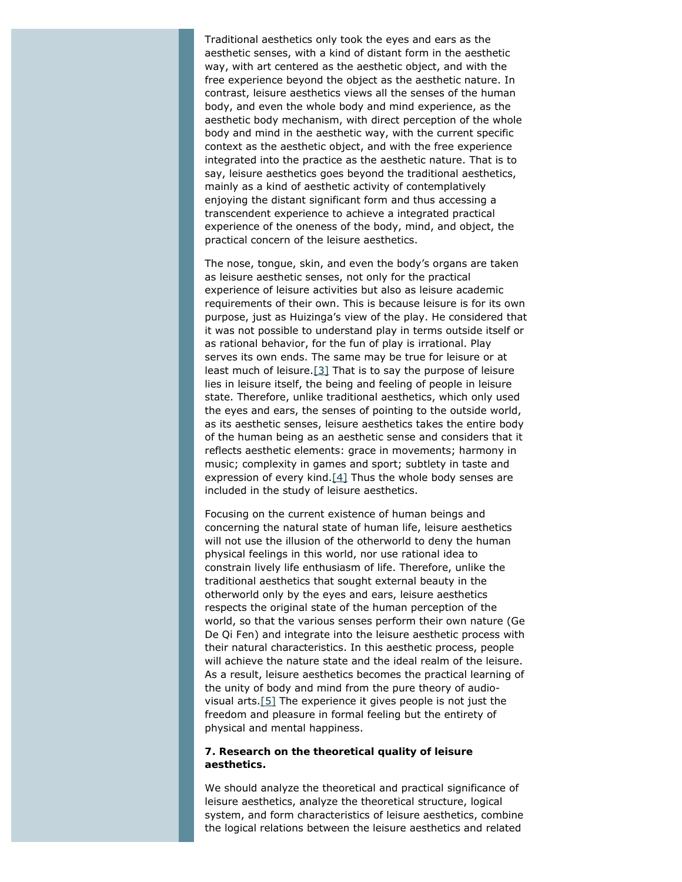Traditional aesthetics only took the eyes and ears as the aesthetic senses, with a kind of distant form in the aesthetic way, with art centered as the aesthetic object, and with the free experience beyond the object as the aesthetic nature. In contrast, leisure aesthetics views all the senses of the human body, and even the whole body and mind experience, as the aesthetic body mechanism, with direct perception of the whole body and mind in the aesthetic way, with the current specific context as the aesthetic object, and with the free experience integrated into the practice as the aesthetic nature. That is to say, leisure aesthetics goes beyond the traditional aesthetics, mainly as a kind of aesthetic activity of contemplatively enjoying the distant significant form and thus accessing a transcendent experience to achieve a integrated practical experience of the oneness of the body, mind, and object, the practical concern of the leisure aesthetics.

The nose, tongue, skin, and even the body's organs are taken as leisure aesthetic senses, not only for the practical experience of leisure activities but also as leisure academic requirements of their own. This is because leisure is for its own purpose, just as Huizinga's view of the play. He considered that it was not possible to understand play in terms outside itself or as rational behavior, for the fun of play is irrational. Play serves its own ends. The same may be true for leisure or at least much of leisure.[3] That is to say the purpose of leisure lies in leisure itself, the being and feeling of people in leisure state. Therefore, unlike traditional aesthetics, which only used the eyes and ears, the senses of pointing to the outside world, as its aesthetic senses, leisure aesthetics takes the entire body of the human being as an aesthetic sense and considers that it reflects aesthetic elements: grace in movements; harmony in music; complexity in games and sport; subtlety in taste and expression of every kind.[4] Thus the whole body senses are included in the study of leisure aesthetics.

Focusing on the current existence of human beings and concerning the natural state of human life, leisure aesthetics will not use the illusion of the otherworld to deny the human physical feelings in this world, nor use rational idea to constrain lively life enthusiasm of life. Therefore, unlike the traditional aesthetics that sought external beauty in the otherworld only by the eyes and ears, leisure aesthetics respects the original state of the human perception of the world, so that the various senses perform their own nature (Ge De Qi Fen) and integrate into the leisure aesthetic process with their natural characteristics. In this aesthetic process, people will achieve the nature state and the ideal realm of the leisure. As a result, leisure aesthetics becomes the practical learning of the unity of body and mind from the pure theory of audio-visual arts.[5] The experience it gives people is not just the freedom and pleasure in formal feeling but the entirety of physical and mental happiness.

**7. Research on the theoretical quality of leisure aesthetics.**

We should analyze the theoretical and practical significance of leisure aesthetics, analyze the theoretical structure, logical system, and form characteristics of leisure aesthetics, combine the logical relations between the leisure aesthetics and related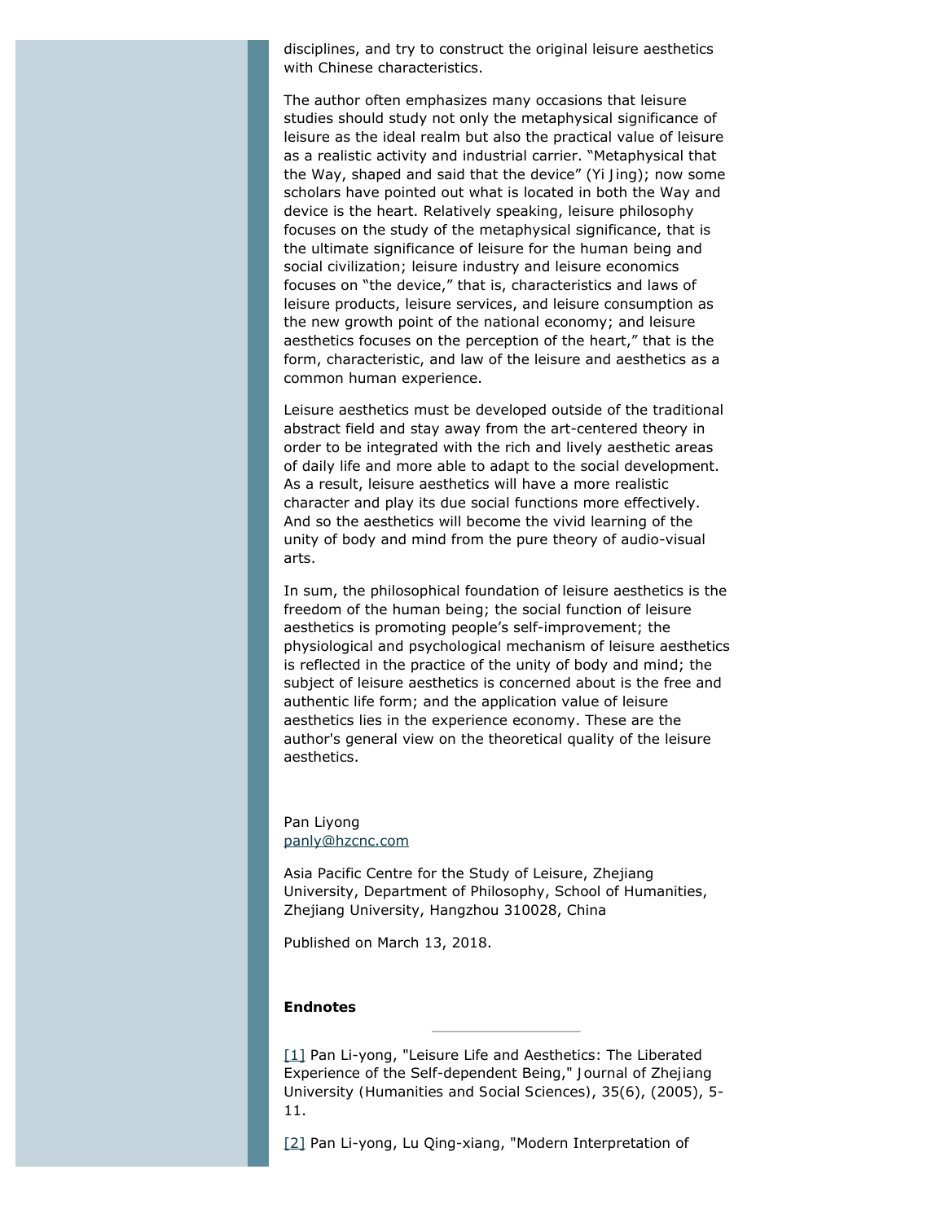disciplines, and try to construct the original leisure aesthetics with Chinese characteristics.

The author often emphasizes many occasions that leisure studies should study not only the metaphysical significance of leisure as the ideal realm but also the practical value of leisure as a realistic activity and industrial carrier. "Metaphysical that the Way, shaped and said that the device" (Yi Jing); now some scholars have pointed out what is located in both the Way and device is the heart. Relatively speaking, leisure philosophy focuses on the study of the metaphysical significance, that is the ultimate significance of leisure for the human being and social civilization; leisure industry and leisure economics focuses on "the device," that is, characteristics and laws of leisure products, leisure services, and leisure consumption as the new growth point of the national economy; and leisure aesthetics focuses on the perception of the heart," that is the form, characteristic, and law of the leisure and aesthetics as a common human experience.

Leisure aesthetics must be developed outside of the traditional abstract field and stay away from the art-centered theory in order to be integrated with the rich and lively aesthetic areas of daily life and more able to adapt to the social development. As a result, leisure aesthetics will have a more realistic character and play its due social functions more effectively. And so the aesthetics will become the vivid learning of the unity of body and mind from the pure theory of audio-visual arts.

In sum, the philosophical foundation of leisure aesthetics is the freedom of the human being; the social function of leisure aesthetics is promoting people's self-improvement; the physiological and psychological mechanism of leisure aesthetics is reflected in the practice of the unity of body and mind; the subject of leisure aesthetics is concerned about is the free and authentic life form; and the application value of leisure aesthetics lies in the experience economy. These are the author's general view on the theoretical quality of the leisure aesthetics.

Pan Liyong
panly@hzcnc.com

Asia Pacific Centre for the Study of Leisure, Zhejiang University, Department of Philosophy, School of Humanities, Zhejiang University, Hangzhou 310028, China

Published on March 13, 2018.

**Endnotes**

[1] Pan Li-yong, "Leisure Life and Aesthetics: The Liberated Experience of the Self-dependent Being," Journal of Zhejiang University (Humanities and Social Sciences), 35(6), (2005), 5-11.

[2] Pan Li-yong, Lu Qing-xiang, "Modern Interpretation of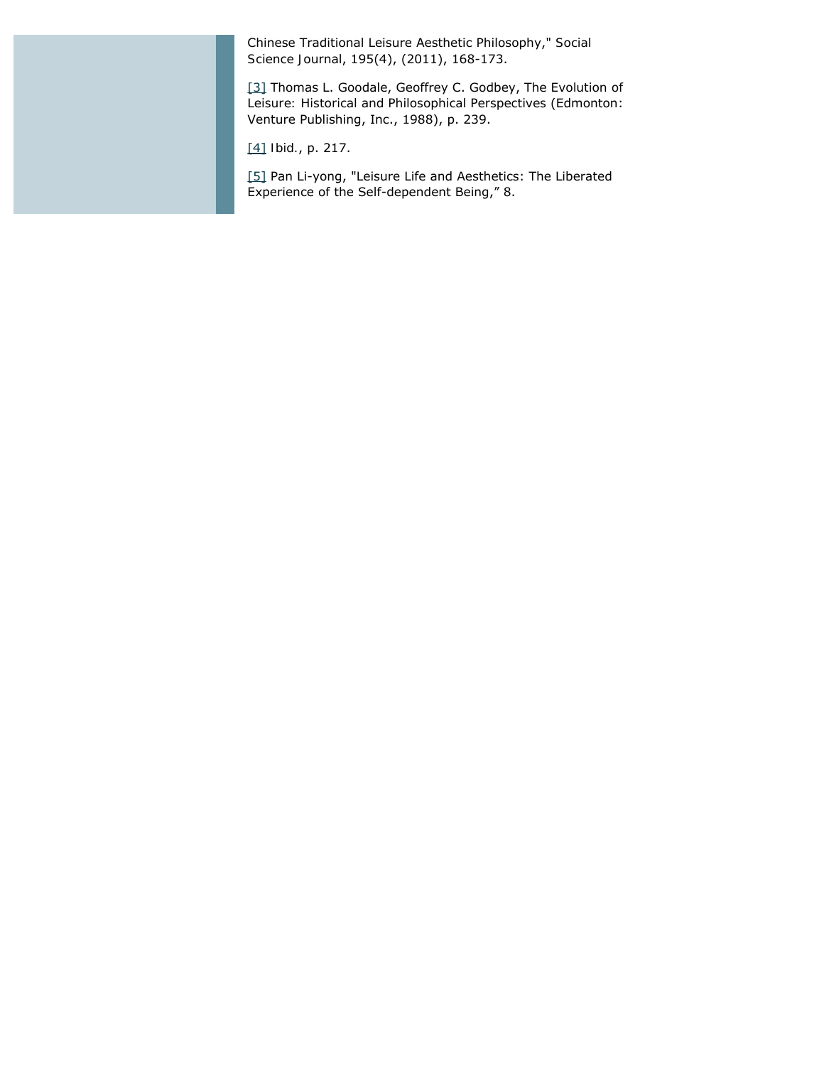Chinese Traditional Leisure Aesthetic Philosophy," Social Science Journal, 195(4), (2011), 168-173.

[3] Thomas L. Goodale, Geoffrey C. Godbey, The Evolution of Leisure: Historical and Philosophical Perspectives (Edmonton: Venture Publishing, Inc., 1988), p. 239.

[4] Ibid., p. 217.

[5] Pan Li-yong, "Leisure Life and Aesthetics: The Liberated Experience of the Self-dependent Being," 8.